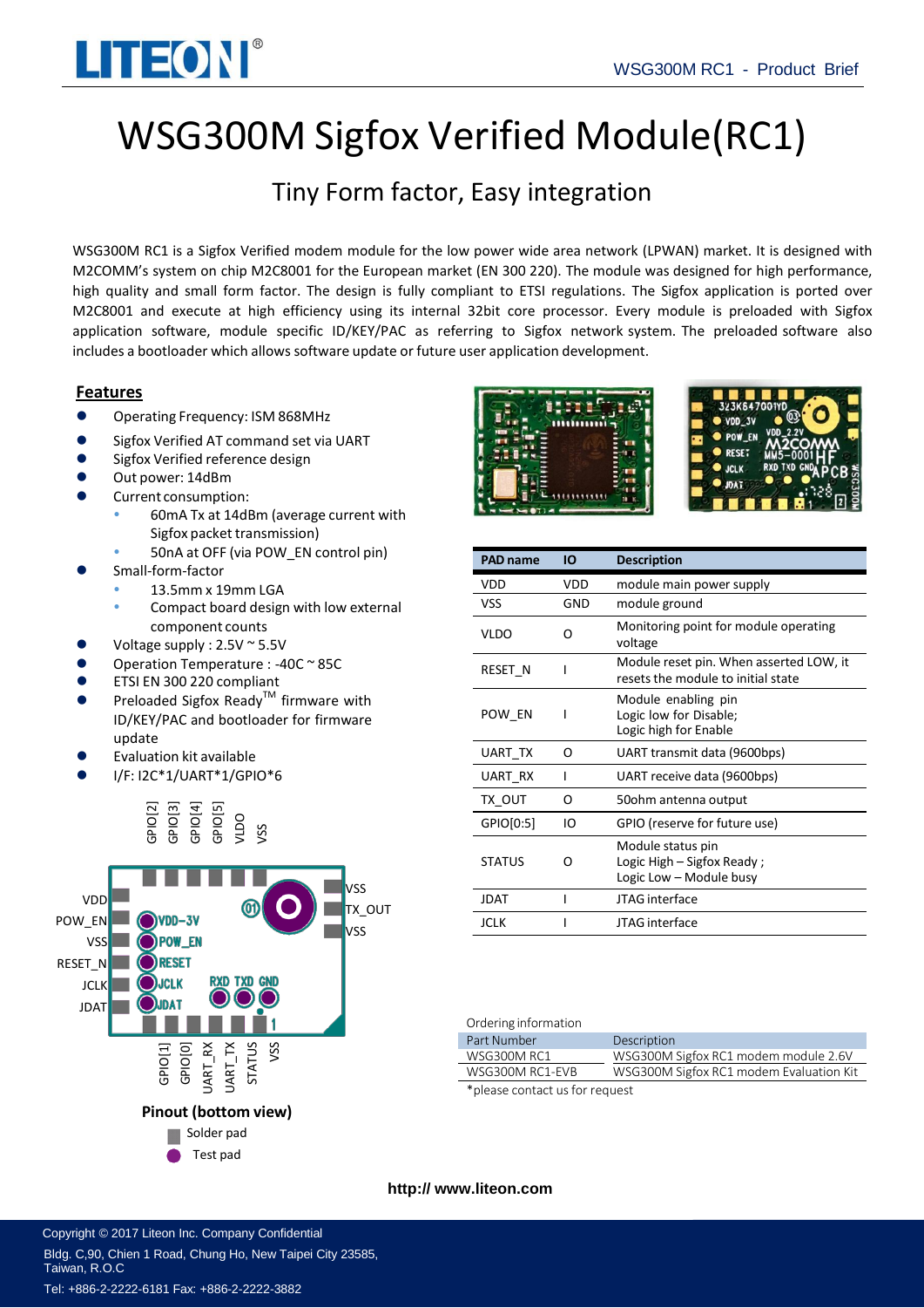# WSG300M Sigfox Verified Module(RC1)

## Tiny Form factor, Easy integration

WSG300M RC1 is a Sigfox Verified modem module for the low power wide area network (LPWAN) market. It is designed with M2COMM's system on chip M2C8001 for the European market (EN 300 220). The module was designed for high performance, high quality and small form factor. The design is fully compliant to ETSI regulations. The Sigfox application is ported over M2C8001 and execute at high efficiency using its internal 32bit core processor. Every module is preloaded with Sigfox application software, module specific ID/KEY/PAC as referring to Sigfox network system. The preloaded software also includes a bootloader which allows software update or future user application development.

### Features

- Operating Frequency: ISM 868MHz
- Sigfox Verified AT command set via UART
- Sigfox Verified reference design
- Out power: 14dBm
- Current consumption:
  - 60mA Tx at 14dBm (average current with Sigfox packet transmission)
  - 50nA at OFF (via POW_EN control pin)
- Small-form-factor
  - 13.5mm x 19mm LGA
  - Compact board design with low external component counts
- Voltage supply : 2.5V ~ 5.5V
- Operation Temperature : -40C ~ 85C
- ETSI EN 300 220 compliant
- Preloaded Sigfox Ready™ firmware with ID/KEY/PAC and bootloader for firmware update
- Evaluation kit available
- I/F: I2C*1/UART*1/GPIO*6

**Pinout (bottom view)**

- Solder pad
- Test pad

| PAD name | IO | Description |
|---|---|---|
| VDD | VDD | module main power supply |
| VSS | GND | module ground |
| VLDO | O | Monitoring point for module operating voltage |
| RESET_N | I | Module reset pin. When asserted LOW, it resets the module to initial state |
| POW_EN | I | Module enabling pin<br>Logic low for Disable;<br>Logic high for Enable |
| UART_TX | O | UART transmit data (9600bps) |
| UART_RX | I | UART receive data (9600bps) |
| TX_OUT | O | 50ohm antenna output |
| GPIO[0:5] | IO | GPIO (reserve for future use) |
| STATUS | O | Module status pin<br>Logic High – Sigfox Ready ;<br>Logic Low – Module busy |
| JDAT | I | JTAG interface |
| JCLK | I | JTAG interface |

Ordering information

| Part Number | Description |
|---|---|
| WSG300M RC1 | WSG300M Sigfox RC1 modem module 2.6V |
| WSG300M RC1-EVB | WSG300M Sigfox RC1 modem Evaluation Kit |

*please contact us for request

http:// www.liteon.com

Copyright © 2017 Liteon Inc. Company Confidential
Bldg. C,90, Chien 1 Road, Chung Ho, New Taipei City 23585, Taiwan, R.O.C
Tel: +886-2-2222-6181 Fax: +886-2-2222-3882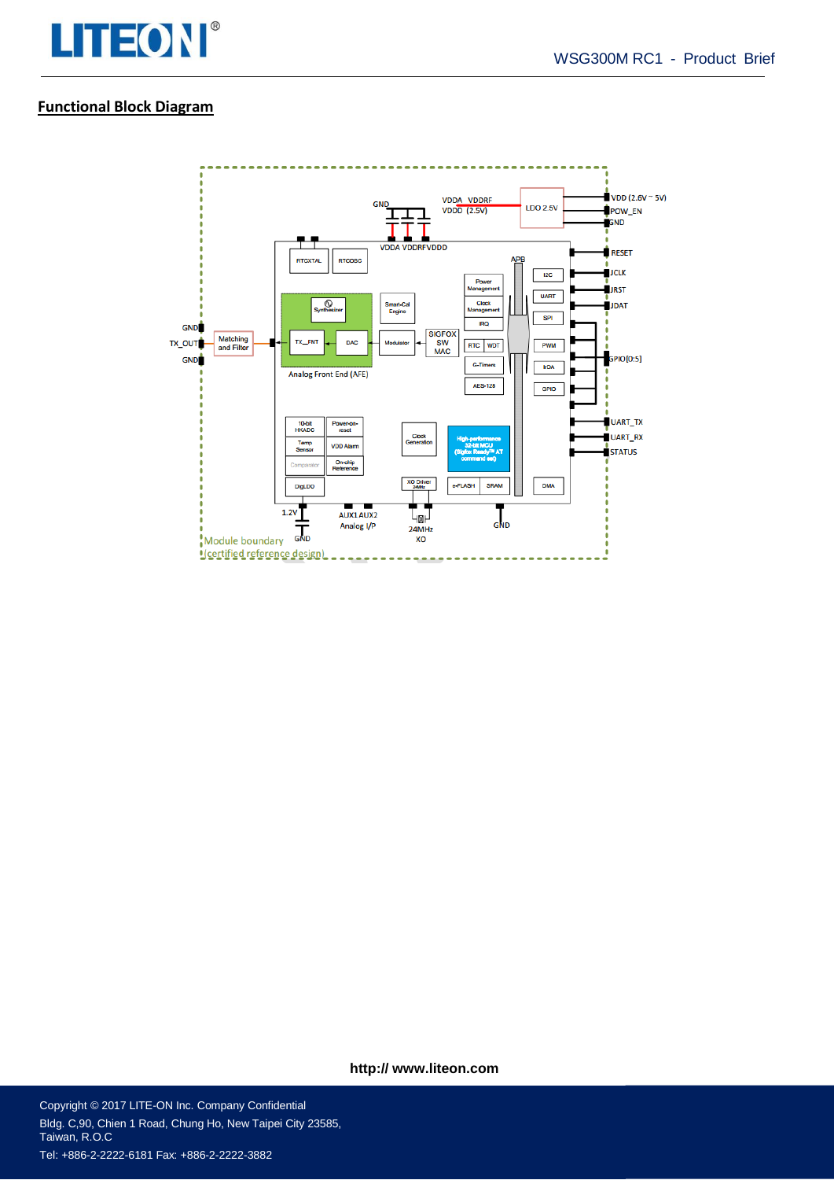## Functional Block Diagram

VDD (2.6V ~ 5V)
POW_EN
GND
LDO 2.5V
VDDA VDDRF
VDDD (2.5V)
GND
VDDA VDDRFVDDD
RTCXTAL
RTCOSC
APB
RESET
JCLK
JRST
JDAT
I2C
UART
SPI
PWM
IrDA
GPIO
GPIO[0:5]
Power Management
Clock Management
IRQ
RTC
WDT
G-Timers
AES-128
Synthesizer
Smart-Cal Engine
GND
TX_OUT
GND
Matching and Filter
TX_FNT
DAC
Modulator
SIGFOX SW MAC
Analog Front End (AFE)
10-bit HKADC
Power-on-reset
Temp Sensor
VDD Alarm
Comparator
On-chip Reference
DigLDO
Clock Generation
High-performance 32-bit MCU (Sigfox Ready™ AT command set)
XO Driver 24MHz
e-FLASH
SRAM
DMA
UART_TX
UART_RX
STATUS
1.2V
GND
AUX1 AUX2
Analog I/P
24MHz
XO
GND
Module boundary
(certified reference design)

http:// www.liteon.com

Copyright © 2017 LITE-ON Inc. Company Confidential
Bldg. C,90, Chien 1 Road, Chung Ho, New Taipei City 23585, Taiwan, R.O.C
Tel: +886-2-2222-6181 Fax: +886-2-2222-3882